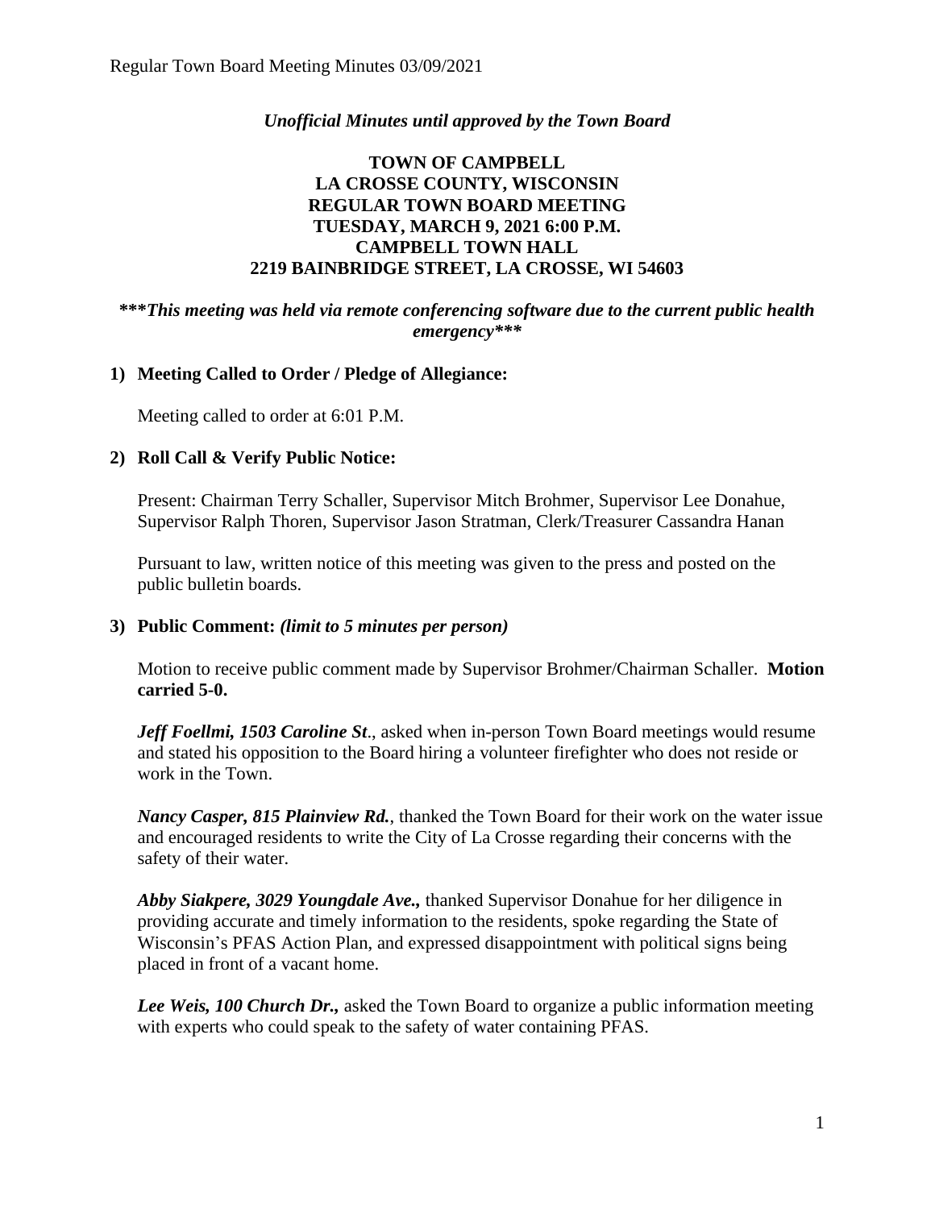*Unofficial Minutes until approved by the Town Board*

**TOWN OF CAMPBELL**
**LA CROSSE COUNTY, WISCONSIN**
**REGULAR TOWN BOARD MEETING**
**TUESDAY, MARCH 9, 2021 6:00 P.M.**
**CAMPBELL TOWN HALL**
**2219 BAINBRIDGE STREET, LA CROSSE, WI 54603**

***\*\*\*This meeting was held via remote conferencing software due to the current public health emergency\*\*\****

**1) Meeting Called to Order / Pledge of Allegiance:**

Meeting called to order at 6:01 P.M.

**2) Roll Call & Verify Public Notice:**

Present: Chairman Terry Schaller, Supervisor Mitch Brohmer, Supervisor Lee Donahue, Supervisor Ralph Thoren, Supervisor Jason Stratman, Clerk/Treasurer Cassandra Hanan

Pursuant to law, written notice of this meeting was given to the press and posted on the public bulletin boards.

**3) Public Comment:** ***(limit to 5 minutes per person)***

Motion to receive public comment made by Supervisor Brohmer/Chairman Schaller. **Motion carried 5-0.**

***Jeff Foellmi, 1503 Caroline St***., asked when in-person Town Board meetings would resume and stated his opposition to the Board hiring a volunteer firefighter who does not reside or work in the Town.

***Nancy Casper, 815 Plainview Rd.***, thanked the Town Board for their work on the water issue and encouraged residents to write the City of La Crosse regarding their concerns with the safety of their water.

***Abby Siakpere, 3029 Youngdale Ave.,*** thanked Supervisor Donahue for her diligence in providing accurate and timely information to the residents, spoke regarding the State of Wisconsin's PFAS Action Plan, and expressed disappointment with political signs being placed in front of a vacant home.

***Lee Weis, 100 Church Dr.,*** asked the Town Board to organize a public information meeting with experts who could speak to the safety of water containing PFAS.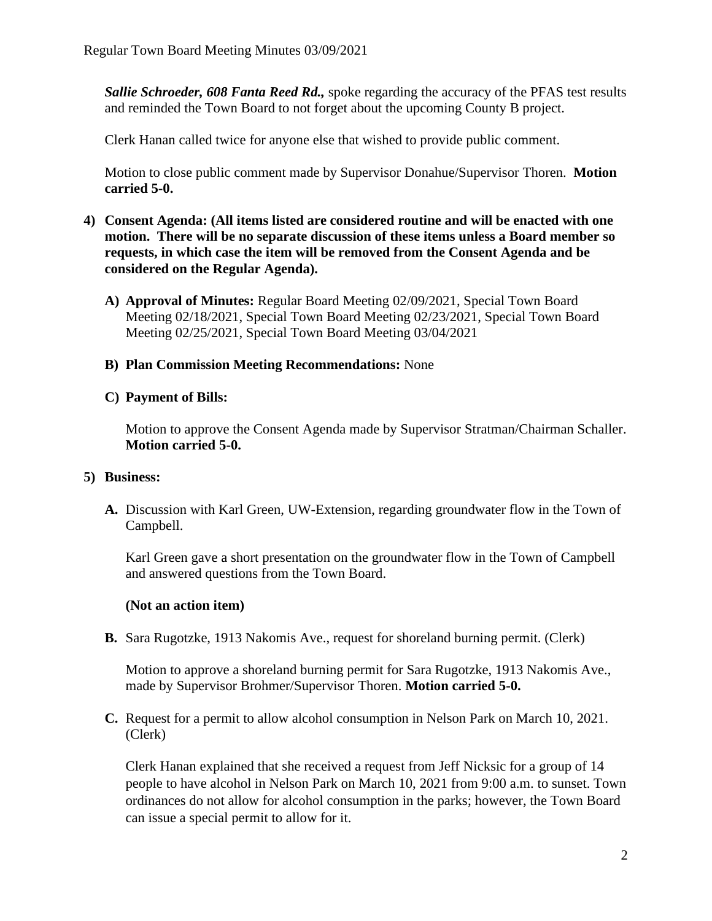***Sallie Schroeder, 608 Fanta Reed Rd.,*** spoke regarding the accuracy of the PFAS test results and reminded the Town Board to not forget about the upcoming County B project.

Clerk Hanan called twice for anyone else that wished to provide public comment.

Motion to close public comment made by Supervisor Donahue/Supervisor Thoren. **Motion carried 5-0.**

**4) Consent Agenda: (All items listed are considered routine and will be enacted with one motion. There will be no separate discussion of these items unless a Board member so requests, in which case the item will be removed from the Consent Agenda and be considered on the Regular Agenda).**

**A) Approval of Minutes:** Regular Board Meeting 02/09/2021, Special Town Board Meeting 02/18/2021, Special Town Board Meeting 02/23/2021, Special Town Board Meeting 02/25/2021, Special Town Board Meeting 03/04/2021

**B) Plan Commission Meeting Recommendations:** None

**C) Payment of Bills:**

Motion to approve the Consent Agenda made by Supervisor Stratman/Chairman Schaller. **Motion carried 5-0.**

**5) Business:**

**A.** Discussion with Karl Green, UW-Extension, regarding groundwater flow in the Town of Campbell.

Karl Green gave a short presentation on the groundwater flow in the Town of Campbell and answered questions from the Town Board.

**(Not an action item)**

**B.** Sara Rugotzke, 1913 Nakomis Ave., request for shoreland burning permit. (Clerk)

Motion to approve a shoreland burning permit for Sara Rugotzke, 1913 Nakomis Ave., made by Supervisor Brohmer/Supervisor Thoren. **Motion carried 5-0.**

**C.** Request for a permit to allow alcohol consumption in Nelson Park on March 10, 2021. (Clerk)

Clerk Hanan explained that she received a request from Jeff Nicksic for a group of 14 people to have alcohol in Nelson Park on March 10, 2021 from 9:00 a.m. to sunset. Town ordinances do not allow for alcohol consumption in the parks; however, the Town Board can issue a special permit to allow for it.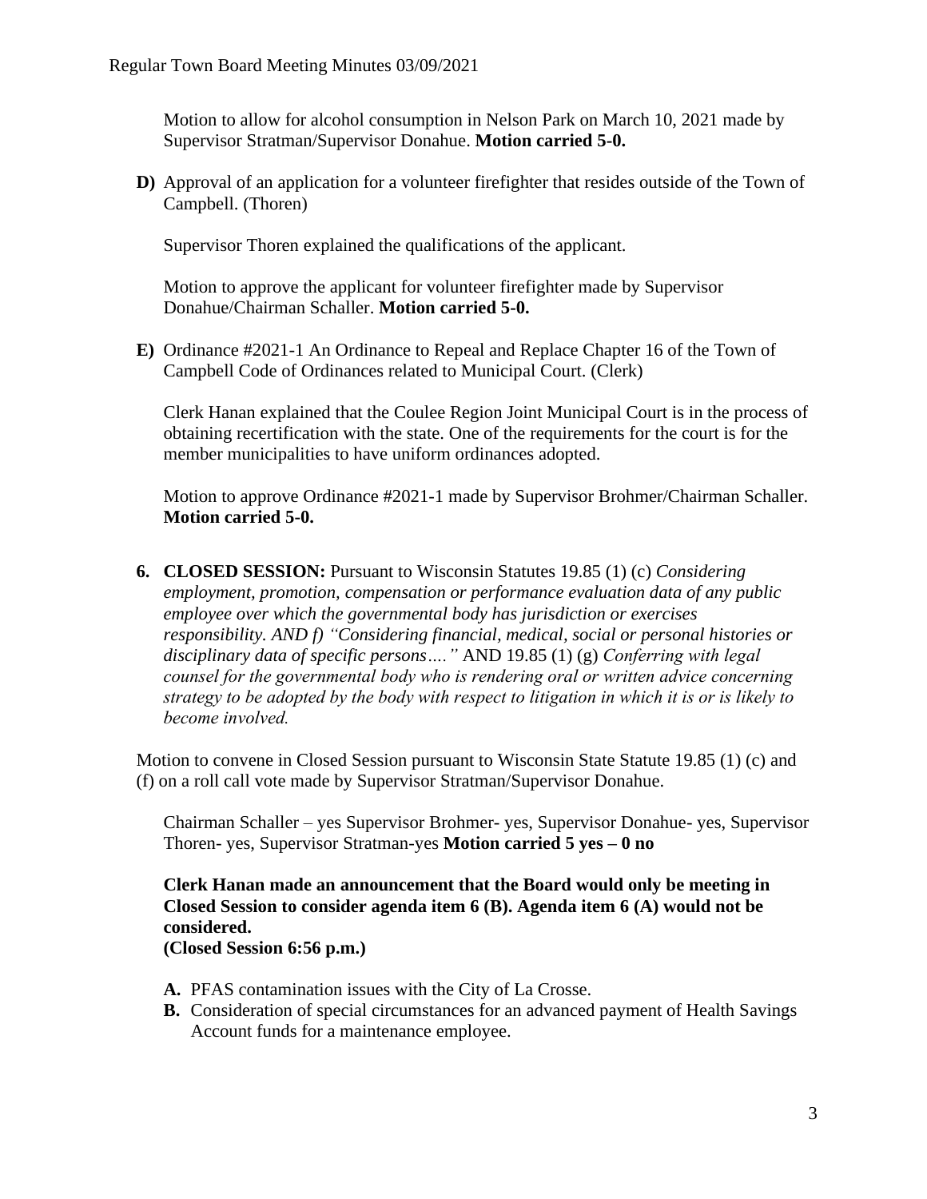Motion to allow for alcohol consumption in Nelson Park on March 10, 2021 made by Supervisor Stratman/Supervisor Donahue. **Motion carried 5-0.**

**D)** Approval of an application for a volunteer firefighter that resides outside of the Town of Campbell. (Thoren)

Supervisor Thoren explained the qualifications of the applicant.

Motion to approve the applicant for volunteer firefighter made by Supervisor Donahue/Chairman Schaller. **Motion carried 5-0.**

**E)** Ordinance #2021-1 An Ordinance to Repeal and Replace Chapter 16 of the Town of Campbell Code of Ordinances related to Municipal Court. (Clerk)

Clerk Hanan explained that the Coulee Region Joint Municipal Court is in the process of obtaining recertification with the state. One of the requirements for the court is for the member municipalities to have uniform ordinances adopted.

Motion to approve Ordinance #2021-1 made by Supervisor Brohmer/Chairman Schaller. **Motion carried 5-0.**

**6. CLOSED SESSION:** Pursuant to Wisconsin Statutes 19.85 (1) (c) *Considering employment, promotion, compensation or performance evaluation data of any public employee over which the governmental body has jurisdiction or exercises responsibility. AND f) "Considering financial, medical, social or personal histories or disciplinary data of specific persons…."* AND 19.85 (1) (g) *Conferring with legal counsel for the governmental body who is rendering oral or written advice concerning strategy to be adopted by the body with respect to litigation in which it is or is likely to become involved.*

Motion to convene in Closed Session pursuant to Wisconsin State Statute 19.85 (1) (c) and (f) on a roll call vote made by Supervisor Stratman/Supervisor Donahue.

Chairman Schaller – yes Supervisor Brohmer- yes, Supervisor Donahue- yes, Supervisor Thoren- yes, Supervisor Stratman-yes **Motion carried 5 yes – 0 no**

**Clerk Hanan made an announcement that the Board would only be meeting in Closed Session to consider agenda item 6 (B). Agenda item 6 (A) would not be considered.**
**(Closed Session 6:56 p.m.)**

**A.** PFAS contamination issues with the City of La Crosse.

**B.** Consideration of special circumstances for an advanced payment of Health Savings Account funds for a maintenance employee.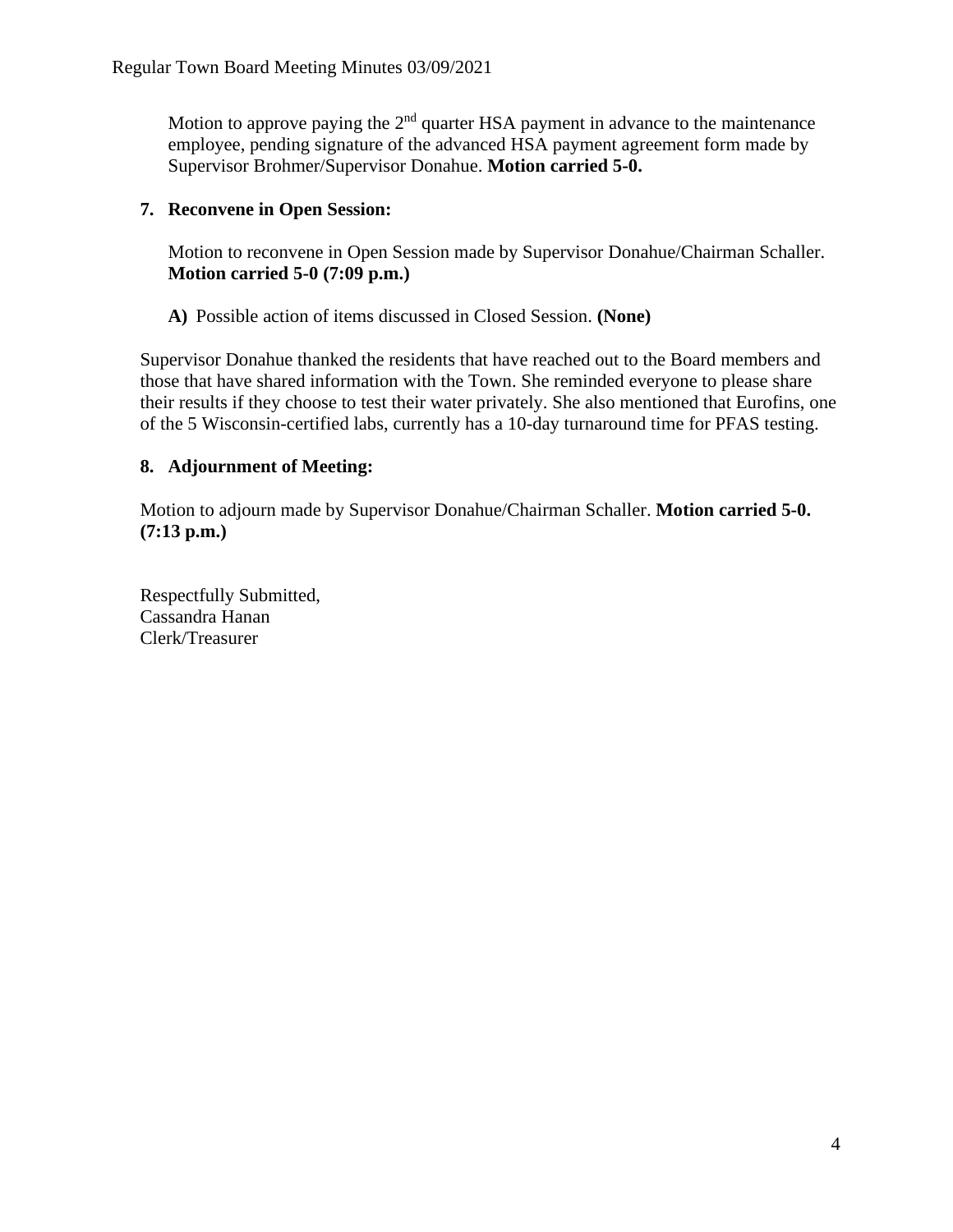Motion to approve paying the 2nd quarter HSA payment in advance to the maintenance employee, pending signature of the advanced HSA payment agreement form made by Supervisor Brohmer/Supervisor Donahue. **Motion carried 5-0.**

**7. Reconvene in Open Session:**

Motion to reconvene in Open Session made by Supervisor Donahue/Chairman Schaller. **Motion carried 5-0 (7:09 p.m.)**

**A)** Possible action of items discussed in Closed Session. **(None)**

Supervisor Donahue thanked the residents that have reached out to the Board members and those that have shared information with the Town. She reminded everyone to please share their results if they choose to test their water privately. She also mentioned that Eurofins, one of the 5 Wisconsin-certified labs, currently has a 10-day turnaround time for PFAS testing.

**8. Adjournment of Meeting:**

Motion to adjourn made by Supervisor Donahue/Chairman Schaller. **Motion carried 5-0. (7:13 p.m.)**

Respectfully Submitted,
Cassandra Hanan
Clerk/Treasurer